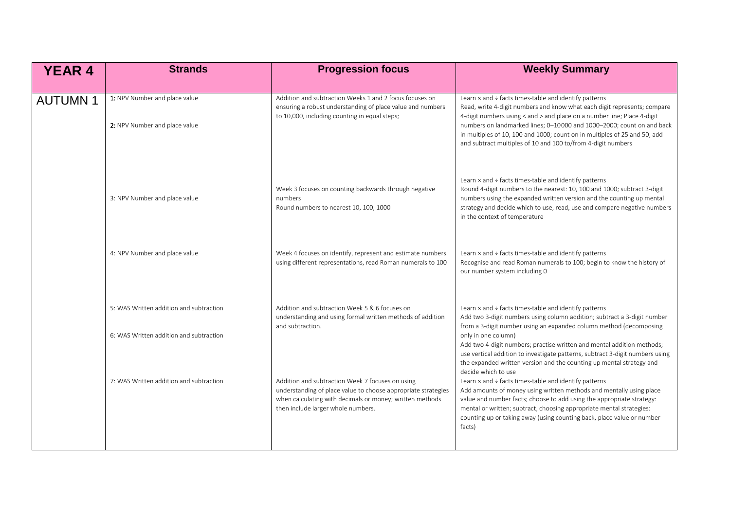| YEAR 4 | Strands | Progression focus | Weekly Summary |
| --- | --- | --- | --- |
| AUTUMN 1 | 1: NPV Number and place value<br><br>2: NPV Number and place value | Addition and subtraction Weeks 1 and 2 focus focuses on ensuring a robust understanding of place value and numbers to 10,000, including counting in equal steps; | Learn × and ÷ facts times-table and identify patterns<br>Read, write 4-digit numbers and know what each digit represents; compare 4-digit numbers using < and > and place on a number line; Place 4-digit numbers on landmarked lines; 0–10000 and 1000–2000; count on and back in multiples of 10, 100 and 1000; count on in multiples of 25 and 50; add and subtract multiples of 10 and 100 to/from 4-digit numbers |
| | 3: NPV Number and place value | Week 3 focuses on counting backwards through negative numbers<br>Round numbers to nearest 10, 100, 1000 | Learn × and ÷ facts times-table and identify patterns<br>Round 4-digit numbers to the nearest: 10, 100 and 1000; subtract 3-digit numbers using the expanded written version and the counting up mental strategy and decide which to use, read, use and compare negative numbers in the context of temperature |
| | 4: NPV Number and place value | Week 4 focuses on identify, represent and estimate numbers using different representations, read Roman numerals to 100 | Learn × and ÷ facts times-table and identify patterns<br>Recognise and read Roman numerals to 100; begin to know the history of our number system including 0 |
| | 5: WAS Written addition and subtraction<br><br>6: WAS Written addition and subtraction | Addition and subtraction Week 5 & 6 focuses on understanding and using formal written methods of addition and subtraction. | Learn × and ÷ facts times-table and identify patterns<br>Add two 3-digit numbers using column addition; subtract a 3-digit number from a 3-digit number using an expanded column method (decomposing only in one column)<br>Add two 4-digit numbers; practise written and mental addition methods; use vertical addition to investigate patterns, subtract 3-digit numbers using the expanded written version and the counting up mental strategy and decide which to use |
| | 7: WAS Written addition and subtraction | Addition and subtraction Week 7 focuses on using understanding of place value to choose appropriate strategies when calculating with decimals or money; written methods then include larger whole numbers. | Learn × and ÷ facts times-table and identify patterns<br>Add amounts of money using written methods and mentally using place value and number facts; choose to add using the appropriate strategy: mental or written; subtract, choosing appropriate mental strategies: counting up or taking away (using counting back, place value or number facts) |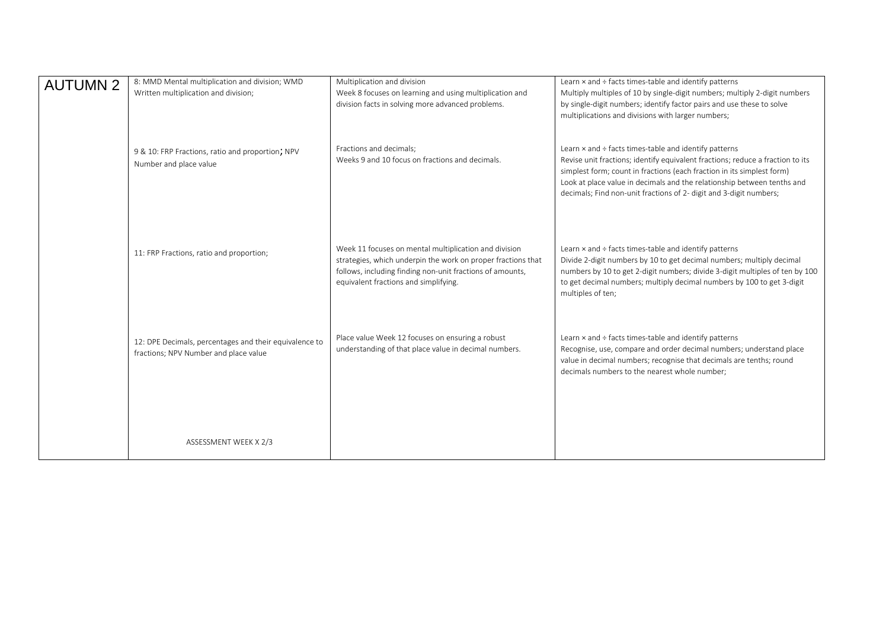| | | | |
|---|---|---|---|
| AUTUMN 2 | 8: MMD Mental multiplication and division; WMD Written multiplication and division; | Multiplication and division<br>Week 8 focuses on learning and using multiplication and division facts in solving more advanced problems. | Learn × and ÷ facts times-table and identify patterns<br>Multiply multiples of 10 by single-digit numbers; multiply 2-digit numbers by single-digit numbers; identify factor pairs and use these to solve multiplications and divisions with larger numbers; |
| | 9 & 10: FRP Fractions, ratio and proportion; NPV Number and place value | Fractions and decimals;<br>Weeks 9 and 10 focus on fractions and decimals. | Learn × and ÷ facts times-table and identify patterns<br>Revise unit fractions; identify equivalent fractions; reduce a fraction to its simplest form; count in fractions (each fraction in its simplest form)<br>Look at place value in decimals and the relationship between tenths and decimals; Find non-unit fractions of 2- digit and 3-digit numbers; |
| | 11: FRP Fractions, ratio and proportion; | Week 11 focuses on mental multiplication and division strategies, which underpin the work on proper fractions that follows, including finding non-unit fractions of amounts, equivalent fractions and simplifying. | Learn × and ÷ facts times-table and identify patterns<br>Divide 2-digit numbers by 10 to get decimal numbers; multiply decimal numbers by 10 to get 2-digit numbers; divide 3-digit multiples of ten by 100 to get decimal numbers; multiply decimal numbers by 100 to get 3-digit multiples of ten; |
| | 12: DPE Decimals, percentages and their equivalence to fractions; NPV Number and place value<br><br>ASSESSMENT WEEK X 2/3 | Place value Week 12 focuses on ensuring a robust understanding of that place value in decimal numbers. | Learn × and ÷ facts times-table and identify patterns<br>Recognise, use, compare and order decimal numbers; understand place value in decimal numbers; recognise that decimals are tenths; round decimals numbers to the nearest whole number; |